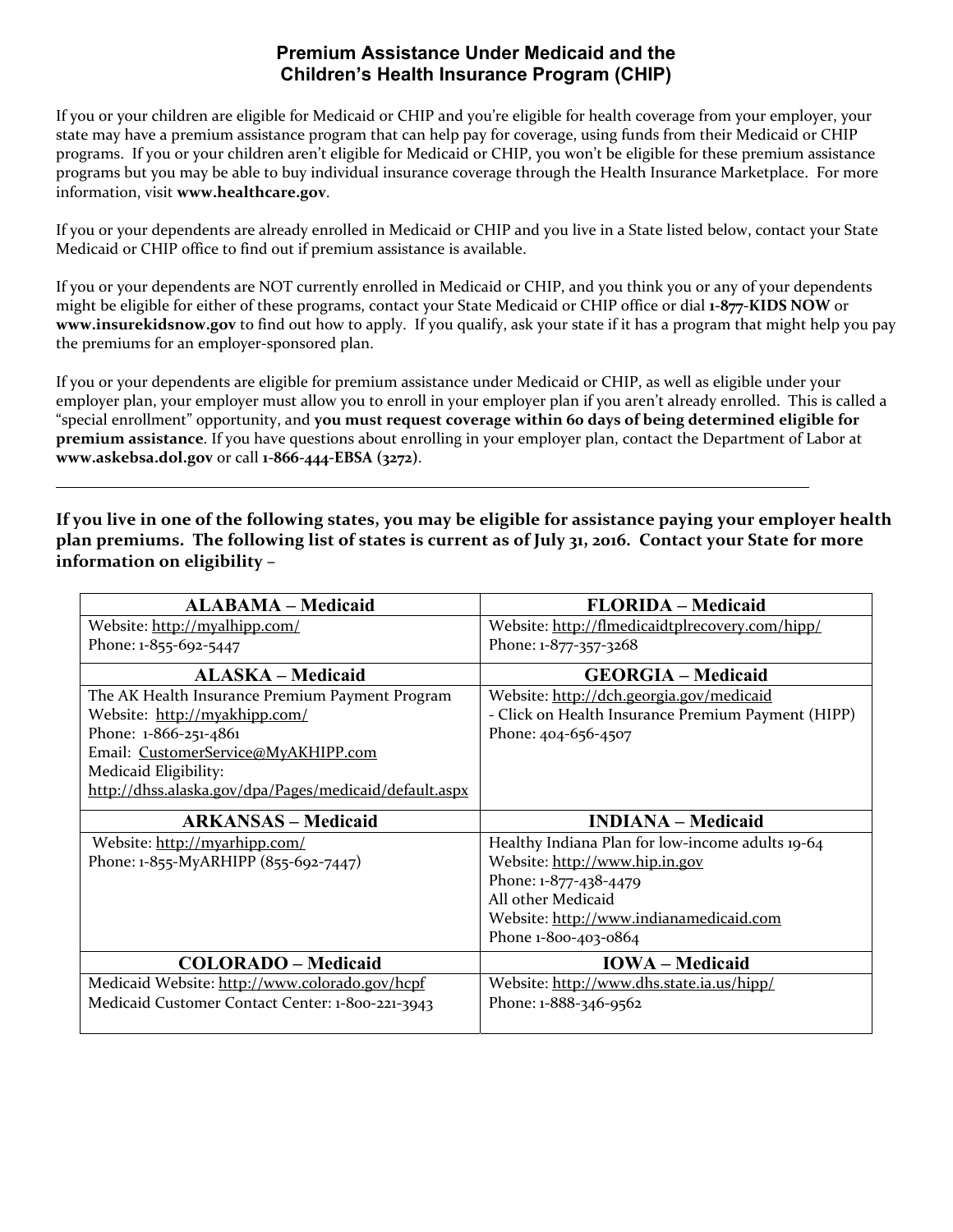# Premium Assistance Under Medicaid and the Children's Health Insurance Program (CHIP)

If you or your children are eligible for Medicaid or CHIP and you're eligible for health coverage from your employer, your state may have a premium assistance program that can help pay for coverage, using funds from their Medicaid or CHIP programs. If you or your children aren't eligible for Medicaid or CHIP, you won't be eligible for these premium assistance programs but you may be able to buy individual insurance coverage through the Health Insurance Marketplace. For more information, visit **www.healthcare.gov**.

If you or your dependents are already enrolled in Medicaid or CHIP and you live in a State listed below, contact your State Medicaid or CHIP office to find out if premium assistance is available.

If you or your dependents are NOT currently enrolled in Medicaid or CHIP, and you think you or any of your dependents might be eligible for either of these programs, contact your State Medicaid or CHIP office or dial **1-877-KIDS NOW** or **www.insurekidsnow.gov** to find out how to apply. If you qualify, ask your state if it has a program that might help you pay the premiums for an employer-sponsored plan.

If you or your dependents are eligible for premium assistance under Medicaid or CHIP, as well as eligible under your employer plan, your employer must allow you to enroll in your employer plan if you aren't already enrolled. This is called a "special enrollment" opportunity, and **you must request coverage within 60 days of being determined eligible for premium assistance**. If you have questions about enrolling in your employer plan, contact the Department of Labor at **www.askebsa.dol.gov** or call **1-866-444-EBSA (3272)**.

---

**If you live in one of the following states, you may be eligible for assistance paying your employer health plan premiums. The following list of states is current as of July 31, 2016. Contact your State for more information on eligibility –**

| ALABAMA – Medicaid | FLORIDA – Medicaid |
|---|---|
| Website: http://myalhipp.com/<br>Phone: 1-855-692-5447 | Website: http://flmedicaidtplrecovery.com/hipp/<br>Phone: 1-877-357-3268 |
| **ALASKA – Medicaid** | **GEORGIA – Medicaid** |
| The AK Health Insurance Premium Payment Program<br>Website: http://myakhipp.com/<br>Phone: 1-866-251-4861<br>Email: CustomerService@MyAKHIPP.com<br>Medicaid Eligibility:<br>http://dhss.alaska.gov/dpa/Pages/medicaid/default.aspx | Website: http://dch.georgia.gov/medicaid<br>- Click on Health Insurance Premium Payment (HIPP)<br>Phone: 404-656-4507 |
| **ARKANSAS – Medicaid** | **INDIANA – Medicaid** |
| Website: http://myarhipp.com/<br>Phone: 1-855-MyARHIPP (855-692-7447) | Healthy Indiana Plan for low-income adults 19-64<br>Website: http://www.hip.in.gov<br>Phone: 1-877-438-4479<br>All other Medicaid<br>Website: http://www.indianamedicaid.com<br>Phone 1-800-403-0864 |
| **COLORADO – Medicaid** | **IOWA – Medicaid** |
| Medicaid Website: http://www.colorado.gov/hcpf<br>Medicaid Customer Contact Center: 1-800-221-3943 | Website: http://www.dhs.state.ia.us/hipp/<br>Phone: 1-888-346-9562 |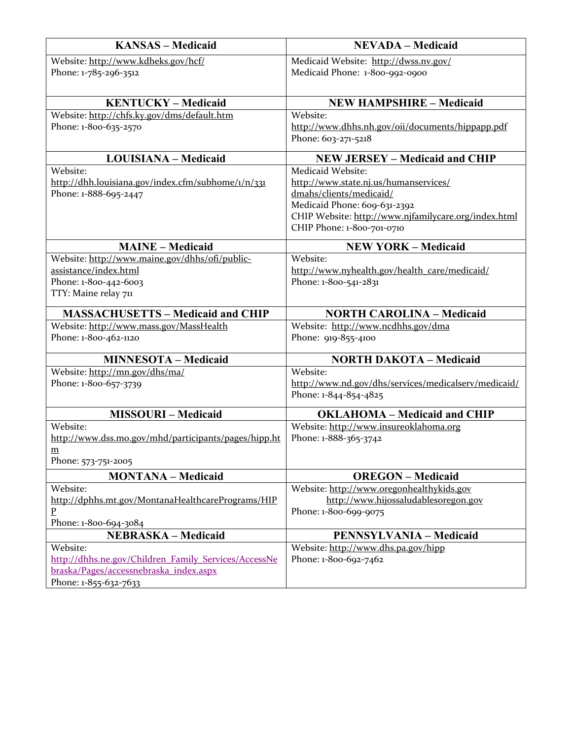| KANSAS – Medicaid | NEVADA – Medicaid |
|---|---|
| Website: http://www.kdheks.gov/hcf/<br>Phone: 1-785-296-3512 | Medicaid Website: http://dwss.nv.gov/<br>Medicaid Phone: 1-800-992-0900 |
| **KENTUCKY – Medicaid** | **NEW HAMPSHIRE – Medicaid** |
| Website: http://chfs.ky.gov/dms/default.htm<br>Phone: 1-800-635-2570 | Website: http://www.dhhs.nh.gov/oii/documents/hippapp.pdf<br>Phone: 603-271-5218 |
| **LOUISIANA – Medicaid** | **NEW JERSEY – Medicaid and CHIP** |
| Website: http://dhh.louisiana.gov/index.cfm/subhome/1/n/331<br>Phone: 1-888-695-2447 | Medicaid Website: http://www.state.nj.us/humanservices/dmahs/clients/medicaid/<br>Medicaid Phone: 609-631-2392<br>CHIP Website: http://www.njfamilycare.org/index.html<br>CHIP Phone: 1-800-701-0710 |
| **MAINE – Medicaid** | **NEW YORK – Medicaid** |
| Website: http://www.maine.gov/dhhs/ofi/public-assistance/index.html<br>Phone: 1-800-442-6003<br>TTY: Maine relay 711 | Website: http://www.nyhealth.gov/health_care/medicaid/<br>Phone: 1-800-541-2831 |
| **MASSACHUSETTS – Medicaid and CHIP** | **NORTH CAROLINA – Medicaid** |
| Website: http://www.mass.gov/MassHealth<br>Phone: 1-800-462-1120 | Website: http://www.ncdhhs.gov/dma<br>Phone: 919-855-4100 |
| **MINNESOTA – Medicaid** | **NORTH DAKOTA – Medicaid** |
| Website: http://mn.gov/dhs/ma/<br>Phone: 1-800-657-3739 | Website: http://www.nd.gov/dhs/services/medicalserv/medicaid/<br>Phone: 1-844-854-4825 |
| **MISSOURI – Medicaid** | **OKLAHOMA – Medicaid and CHIP** |
| Website: http://www.dss.mo.gov/mhd/participants/pages/hipp.htm<br>Phone: 573-751-2005 | Website: http://www.insureoklahoma.org<br>Phone: 1-888-365-3742 |
| **MONTANA – Medicaid** | **OREGON – Medicaid** |
| Website: http://dphhs.mt.gov/MontanaHealthcarePrograms/HIPP<br>Phone: 1-800-694-3084 | Website: http://www.oregonhealthykids.gov<br>http://www.hijossaludablesoregon.gov<br>Phone: 1-800-699-9075 |
| **NEBRASKA – Medicaid** | **PENNSYLVANIA – Medicaid** |
| Website: http://dhhs.ne.gov/Children_Family_Services/AccessNebraska/Pages/accessnebraska_index.aspx<br>Phone: 1-855-632-7633 | Website: http://www.dhs.pa.gov/hipp<br>Phone: 1-800-692-7462 |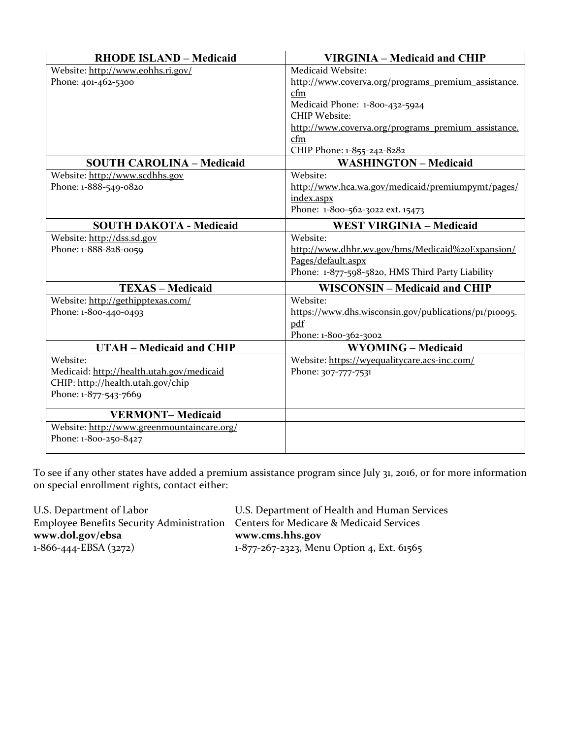| RHODE ISLAND – Medicaid | VIRGINIA – Medicaid and CHIP |
|---|---|
| Website: http://www.eohhs.ri.gov/<br>Phone: 401-462-5300 | Medicaid Website: http://www.coverva.org/programs_premium_assistance.cfm<br>Medicaid Phone: 1-800-432-5924<br>CHIP Website: http://www.coverva.org/programs_premium_assistance.cfm<br>CHIP Phone: 1-855-242-8282 |
| **SOUTH CAROLINA – Medicaid** | **WASHINGTON – Medicaid** |
| Website: http://www.scdhhs.gov<br>Phone: 1-888-549-0820 | Website: http://www.hca.wa.gov/medicaid/premiumpymt/pages/index.aspx<br>Phone: 1-800-562-3022 ext. 15473 |
| **SOUTH DAKOTA - Medicaid** | **WEST VIRGINIA – Medicaid** |
| Website: http://dss.sd.gov<br>Phone: 1-888-828-0059 | Website: http://www.dhhr.wv.gov/bms/Medicaid%20Expansion/Pages/default.aspx<br>Phone: 1-877-598-5820, HMS Third Party Liability |
| **TEXAS – Medicaid** | **WISCONSIN – Medicaid and CHIP** |
| Website: http://gethipptexas.com/<br>Phone: 1-800-440-0493 | Website: https://www.dhs.wisconsin.gov/publications/p1/p10095.pdf<br>Phone: 1-800-362-3002 |
| **UTAH – Medicaid and CHIP** | **WYOMING – Medicaid** |
| Website:<br>Medicaid: http://health.utah.gov/medicaid<br>CHIP: http://health.utah.gov/chip<br>Phone: 1-877-543-7669 | Website: https://wyequalitycare.acs-inc.com/<br>Phone: 307-777-7531 |
| **VERMONT– Medicaid** | |
| Website: http://www.greenmountaincare.org/<br>Phone: 1-800-250-8427 | |

To see if any other states have added a premium assistance program since July 31, 2016, or for more information on special enrollment rights, contact either:

U.S. Department of Labor
Employee Benefits Security Administration
**www.dol.gov/ebsa**
1-866-444-EBSA (3272)

U.S. Department of Health and Human Services
Centers for Medicare & Medicaid Services
**www.cms.hhs.gov**
1-877-267-2323, Menu Option 4, Ext. 61565